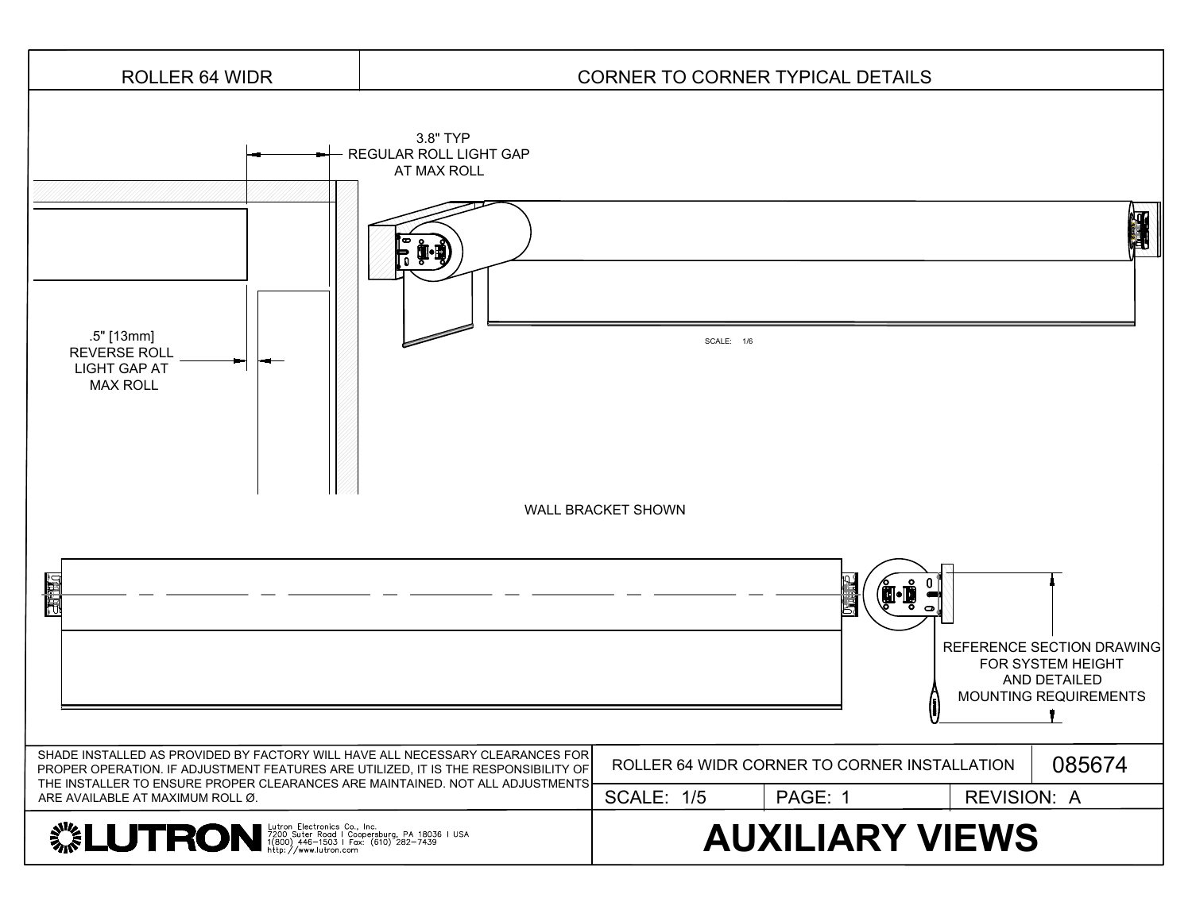# ROLLER 64 WIDR

## CORNER TO CORNER TYPICAL DETAILS

3.8" TYP
REGULAR ROLL LIGHT GAP
AT MAX ROLL

.5" [13mm]
REVERSE ROLL
LIGHT GAP AT
MAX ROLL

SCALE: 1/6

WALL BRACKET SHOWN

REFERENCE SECTION DRAWING
FOR SYSTEM HEIGHT
AND DETAILED
MOUNTING REQUIREMENTS

SHADE INSTALLED AS PROVIDED BY FACTORY WILL HAVE ALL NECESSARY CLEARANCES FOR PROPER OPERATION. IF ADJUSTMENT FEATURES ARE UTILIZED, IT IS THE RESPONSIBILITY OF THE INSTALLER TO ENSURE PROPER CLEARANCES ARE MAINTAINED. NOT ALL ADJUSTMENTS ARE AVAILABLE AT MAXIMUM ROLL Ø.

| ROLLER 64 WIDR CORNER TO CORNER INSTALLATION | | 085674 |
|---|---|---|
| SCALE: 1/5 | PAGE: 1 | REVISION: A |

**LUTRON**
Lutron Electronics Co., Inc.
7200 Suter Road | Coopersburg, PA 18036 | USA
1(800) 446-1503 | Fax: (610) 282-7439
http://www.lutron.com

# AUXILIARY VIEWS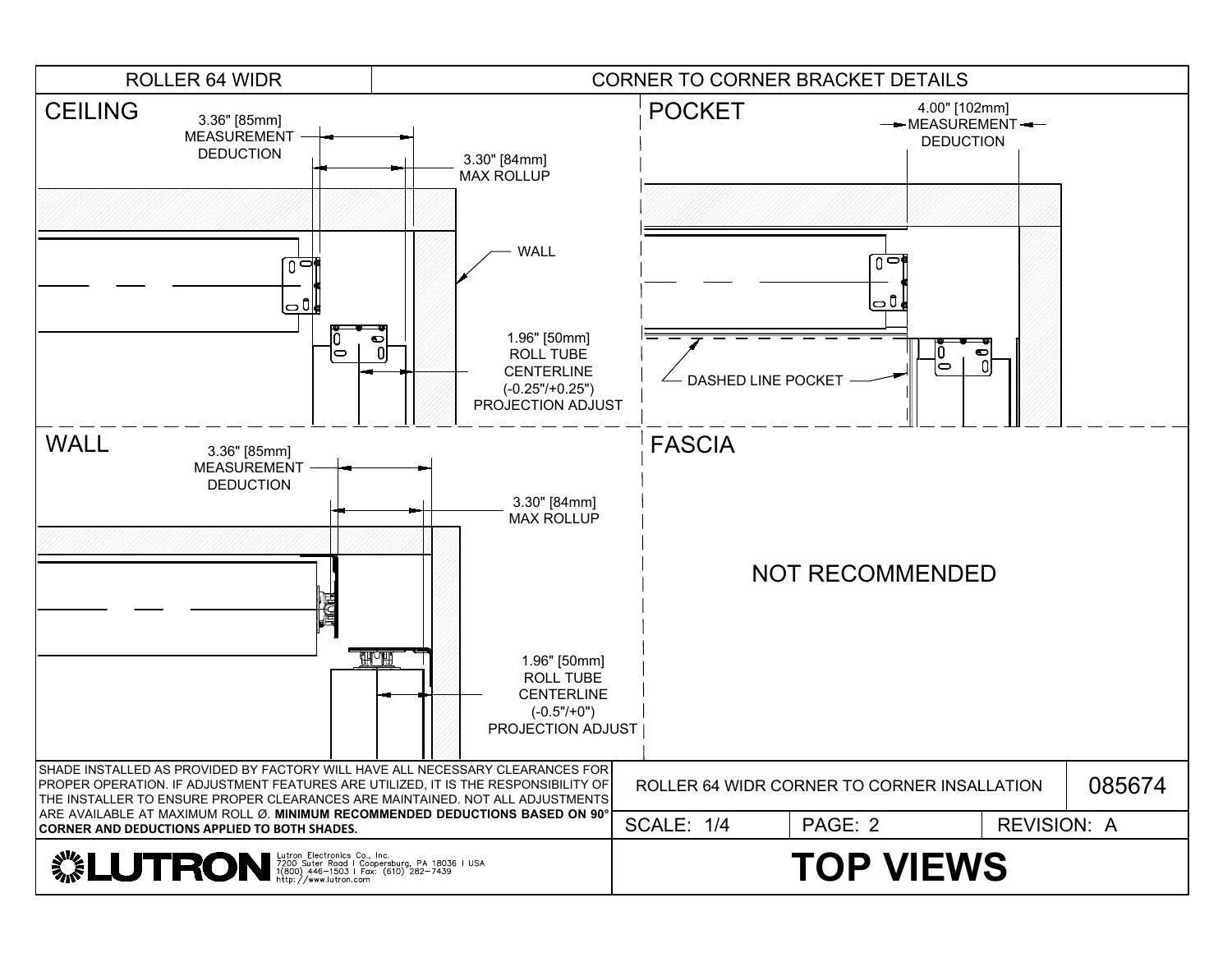ROLLER 64 WIDR

CORNER TO CORNER BRACKET DETAILS

## CEILING

3.36" [85mm]
MEASUREMENT
DEDUCTION

3.30" [84mm]
MAX ROLLUP

WALL

1.96" [50mm]
ROLL TUBE
CENTERLINE
(-0.25"/+0.25")
PROJECTION ADJUST

## POCKET

4.00" [102mm]
MEASUREMENT
DEDUCTION

DASHED LINE POCKET

## WALL

3.36" [85mm]
MEASUREMENT
DEDUCTION

3.30" [84mm]
MAX ROLLUP

1.96" [50mm]
ROLL TUBE
CENTERLINE
(-0.5"/+0")
PROJECTION ADJUST

## FASCIA

NOT RECOMMENDED

SHADE INSTALLED AS PROVIDED BY FACTORY WILL HAVE ALL NECESSARY CLEARANCES FOR PROPER OPERATION. IF ADJUSTMENT FEATURES ARE UTILIZED, IT IS THE RESPONSIBILITY OF THE INSTALLER TO ENSURE PROPER CLEARANCES ARE MAINTAINED. NOT ALL ADJUSTMENTS ARE AVAILABLE AT MAXIMUM ROLL Ø. **MINIMUM RECOMMENDED DEDUCTIONS BASED ON 90° CORNER AND DEDUCTIONS APPLIED TO BOTH SHADES.**

| | | | |
|---|---|---|---|
| ROLLER 64 WIDR CORNER TO CORNER INSALLATION | | | 085674 |
| SCALE: 1/4 | PAGE: 2 | REVISION: A | |

LUTRON
Lutron Electronics Co., Inc.
7200 Suter Road | Coopersburg, PA 18036 | USA
1(800) 446-1503 | Fax: (610) 282-7439
http://www.lutron.com

# TOP VIEWS